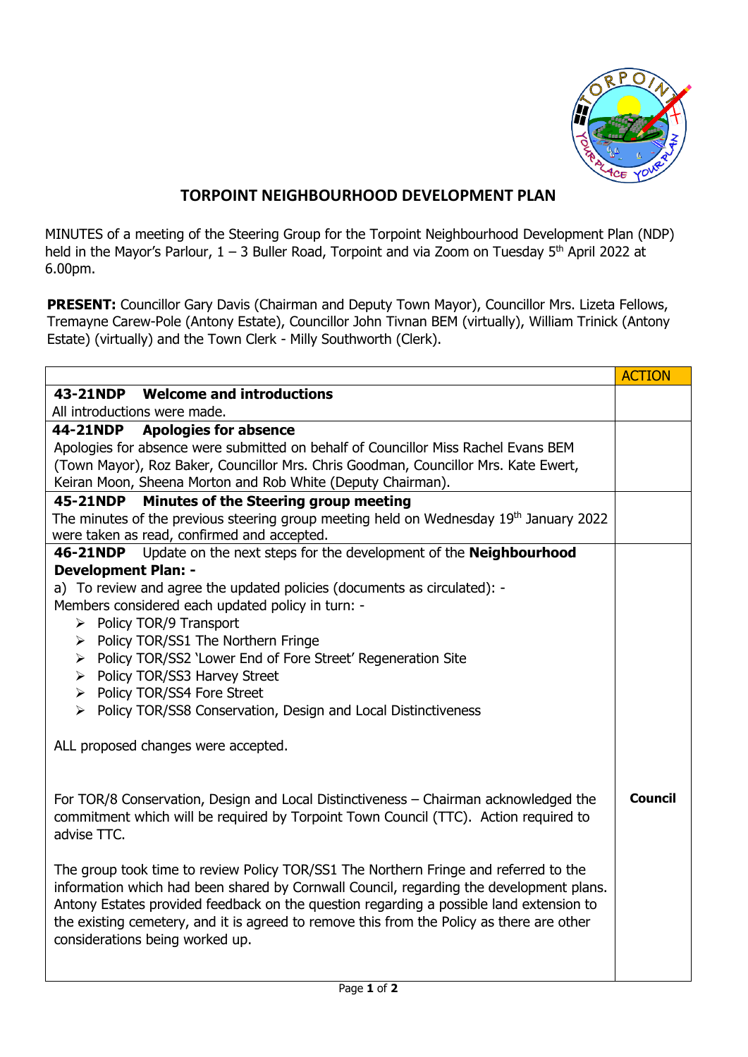# TORPOINT NEIGHBOURHOOD DEVELOPMENT PLAN

MINUTES of a meeting of the Steering Group for the Torpoint Neighbourhood Development Plan (NDP) held in the Mayor's Parlour, 1 – 3 Buller Road, Torpoint and via Zoom on Tuesday 5th April 2022 at 6.00pm.

**PRESENT:** Councillor Gary Davis (Chairman and Deputy Town Mayor), Councillor Mrs. Lizeta Fellows, Tremayne Carew-Pole (Antony Estate), Councillor John Tivnan BEM (virtually), William Trinick (Antony Estate) (virtually) and the Town Clerk - Milly Southworth (Clerk).

| | ACTION |
|---|---|
| **43-21NDP Welcome and introductions**<br>All introductions were made. | |
| **44-21NDP Apologies for absence**<br>Apologies for absence were submitted on behalf of Councillor Miss Rachel Evans BEM (Town Mayor), Roz Baker, Councillor Mrs. Chris Goodman, Councillor Mrs. Kate Ewert, Keiran Moon, Sheena Morton and Rob White (Deputy Chairman). | |
| **45-21NDP Minutes of the Steering group meeting**<br>The minutes of the previous steering group meeting held on Wednesday 19th January 2022 were taken as read, confirmed and accepted. | |
| **46-21NDP** Update on the next steps for the development of the **Neighbourhood Development Plan: -**<br>a) To review and agree the updated policies (documents as circulated): -<br>Members considered each updated policy in turn: -<br>➢ Policy TOR/9 Transport<br>➢ Policy TOR/SS1 The Northern Fringe<br>➢ Policy TOR/SS2 'Lower End of Fore Street' Regeneration Site<br>➢ Policy TOR/SS3 Harvey Street<br>➢ Policy TOR/SS4 Fore Street<br>➢ Policy TOR/SS8 Conservation, Design and Local Distinctiveness<br><br>ALL proposed changes were accepted.<br><br>For TOR/8 Conservation, Design and Local Distinctiveness – Chairman acknowledged the commitment which will be required by Torpoint Town Council (TTC). Action required to advise TTC.<br><br>The group took time to review Policy TOR/SS1 The Northern Fringe and referred to the information which had been shared by Cornwall Council, regarding the development plans. Antony Estates provided feedback on the question regarding a possible land extension to the existing cemetery, and it is agreed to remove this from the Policy as there are other considerations being worked up. | **Council** |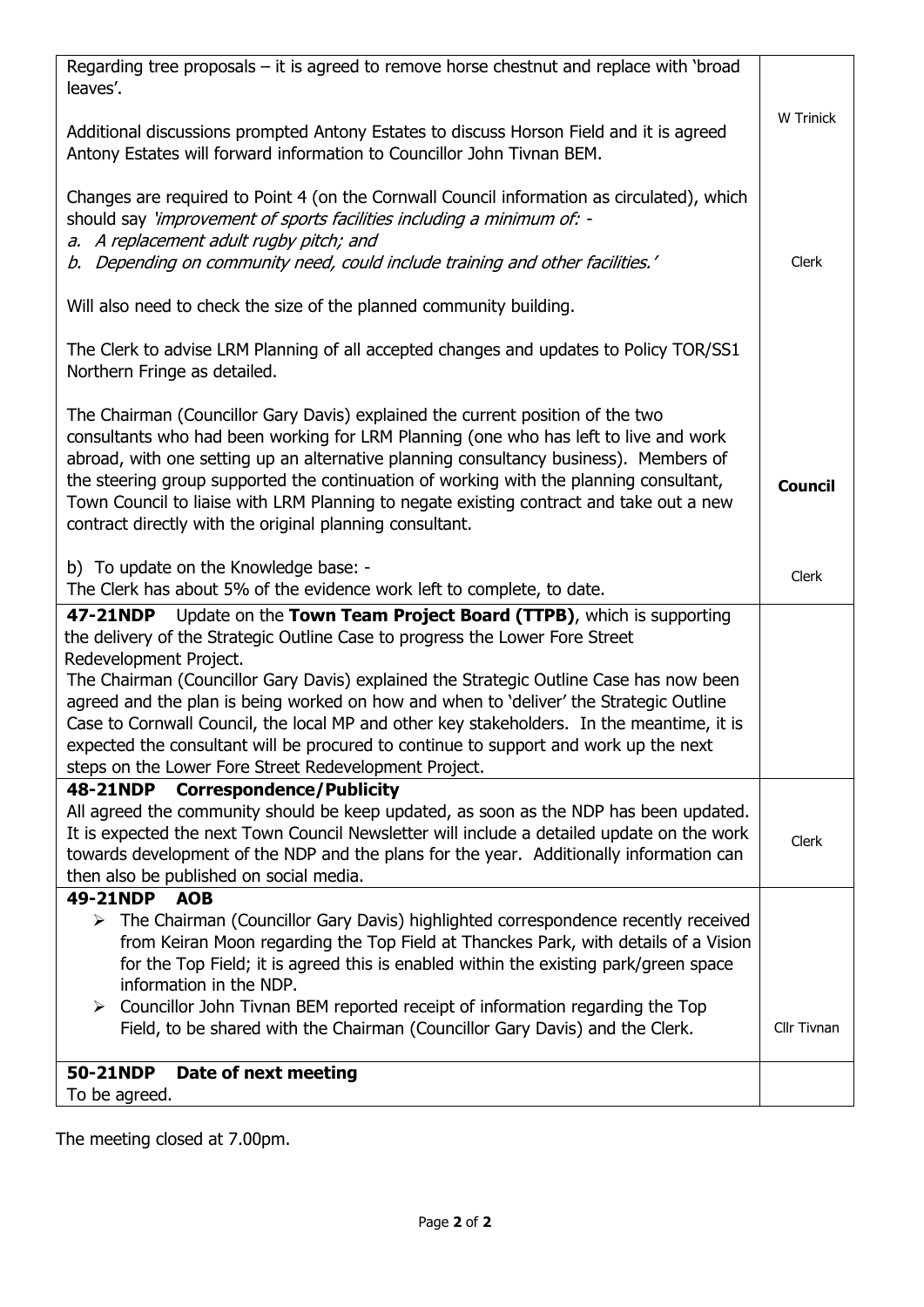| | |
|---|---|
| Regarding tree proposals – it is agreed to remove horse chestnut and replace with 'broad leaves'.<br><br>Additional discussions prompted Antony Estates to discuss Horson Field and it is agreed Antony Estates will forward information to Councillor John Tivnan BEM. | W Trinick |
| Changes are required to Point 4 (on the Cornwall Council information as circulated), which should say *'improvement of sports facilities including a minimum of: -*<br>*a. A replacement adult rugby pitch; and*<br>*b. Depending on community need, could include training and other facilities.'*<br><br>Will also need to check the size of the planned community building.<br><br>The Clerk to advise LRM Planning of all accepted changes and updates to Policy TOR/SS1 Northern Fringe as detailed. | Clerk |
| The Chairman (Councillor Gary Davis) explained the current position of the two consultants who had been working for LRM Planning (one who has left to live and work abroad, with one setting up an alternative planning consultancy business). Members of the steering group supported the continuation of working with the planning consultant, Town Council to liaise with LRM Planning to negate existing contract and take out a new contract directly with the original planning consultant. | **Council** |
| b) To update on the Knowledge base: -<br>The Clerk has about 5% of the evidence work left to complete, to date. | Clerk |
| **47-21NDP** Update on the **Town Team Project Board (TTPB)**, which is supporting the delivery of the Strategic Outline Case to progress the Lower Fore Street Redevelopment Project.<br>The Chairman (Councillor Gary Davis) explained the Strategic Outline Case has now been agreed and the plan is being worked on how and when to 'deliver' the Strategic Outline Case to Cornwall Council, the local MP and other key stakeholders. In the meantime, it is expected the consultant will be procured to continue to support and work up the next steps on the Lower Fore Street Redevelopment Project. | |
| **48-21NDP Correspondence/Publicity**<br>All agreed the community should be keep updated, as soon as the NDP has been updated. It is expected the next Town Council Newsletter will include a detailed update on the work towards development of the NDP and the plans for the year. Additionally information can then also be published on social media. | Clerk |
| **49-21NDP AOB**<br>➢ The Chairman (Councillor Gary Davis) highlighted correspondence recently received from Keiran Moon regarding the Top Field at Thanckes Park, with details of a Vision for the Top Field; it is agreed this is enabled within the existing park/green space information in the NDP.<br>➢ Councillor John Tivnan BEM reported receipt of information regarding the Top Field, to be shared with the Chairman (Councillor Gary Davis) and the Clerk. | Cllr Tivnan |
| **50-21NDP Date of next meeting**<br>To be agreed. | |

The meeting closed at 7.00pm.